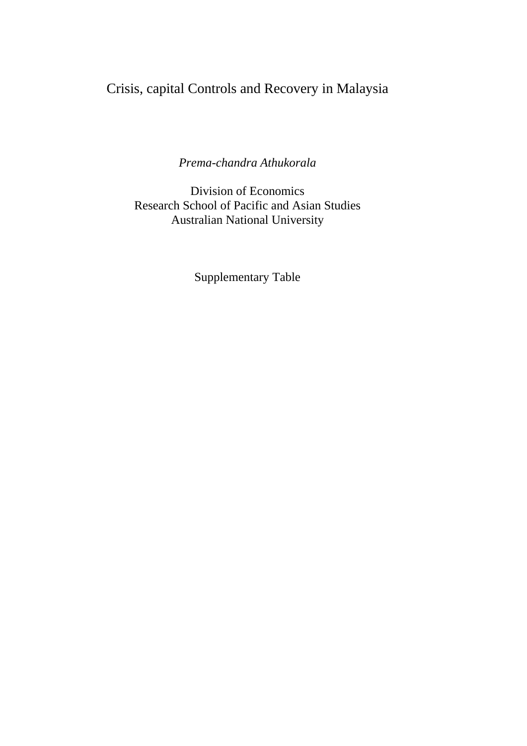# Crisis, capital Controls and Recovery in Malaysia

*Prema-chandra Athukorala*

Division of Economics
Research School of Pacific and Asian Studies
Australian National University

Supplementary Table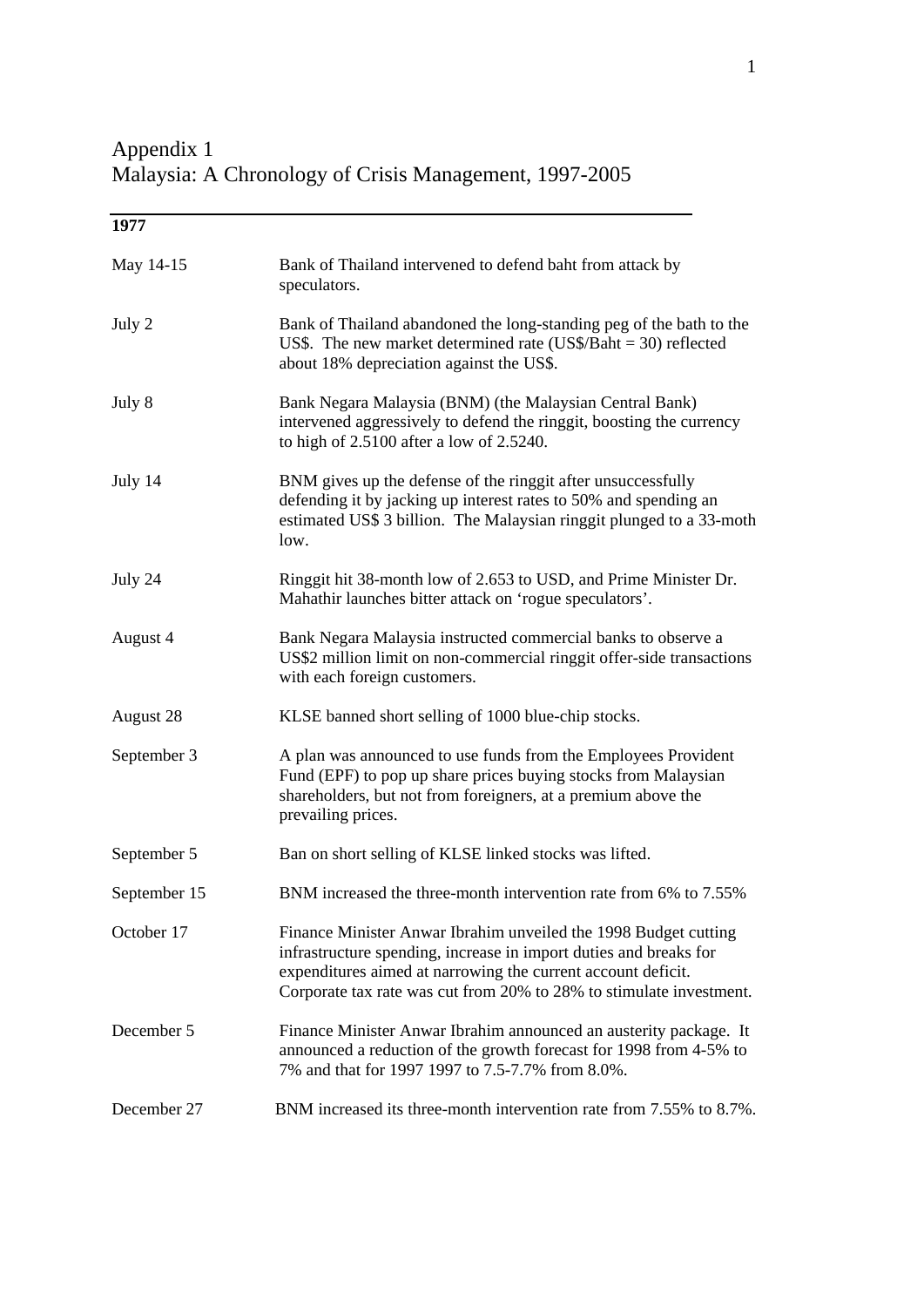# Appendix 1
## Malaysia: A Chronology of Crisis Management, 1997-2005

| **1977** | |
|---|---|
| May 14-15 | Bank of Thailand intervened to defend baht from attack by speculators. |
| July 2 | Bank of Thailand abandoned the long-standing peg of the bath to the US$. The new market determined rate (US$/Baht = 30) reflected about 18% depreciation against the US$. |
| July 8 | Bank Negara Malaysia (BNM) (the Malaysian Central Bank) intervened aggressively to defend the ringgit, boosting the currency to high of 2.5100 after a low of 2.5240. |
| July 14 | BNM gives up the defense of the ringgit after unsuccessfully defending it by jacking up interest rates to 50% and spending an estimated US$ 3 billion. The Malaysian ringgit plunged to a 33-moth low. |
| July 24 | Ringgit hit 38-month low of 2.653 to USD, and Prime Minister Dr. Mahathir launches bitter attack on 'rogue speculators'. |
| August 4 | Bank Negara Malaysia instructed commercial banks to observe a US$2 million limit on non-commercial ringgit offer-side transactions with each foreign customers. |
| August 28 | KLSE banned short selling of 1000 blue-chip stocks. |
| September 3 | A plan was announced to use funds from the Employees Provident Fund (EPF) to pop up share prices buying stocks from Malaysian shareholders, but not from foreigners, at a premium above the prevailing prices. |
| September 5 | Ban on short selling of KLSE linked stocks was lifted. |
| September 15 | BNM increased the three-month intervention rate from 6% to 7.55% |
| October 17 | Finance Minister Anwar Ibrahim unveiled the 1998 Budget cutting infrastructure spending, increase in import duties and breaks for expenditures aimed at narrowing the current account deficit. Corporate tax rate was cut from 20% to 28% to stimulate investment. |
| December 5 | Finance Minister Anwar Ibrahim announced an austerity package. It announced a reduction of the growth forecast for 1998 from 4-5% to 7% and that for 1997 1997 to 7.5-7.7% from 8.0%. |
| December 27 | BNM increased its three-month intervention rate from 7.55% to 8.7%. |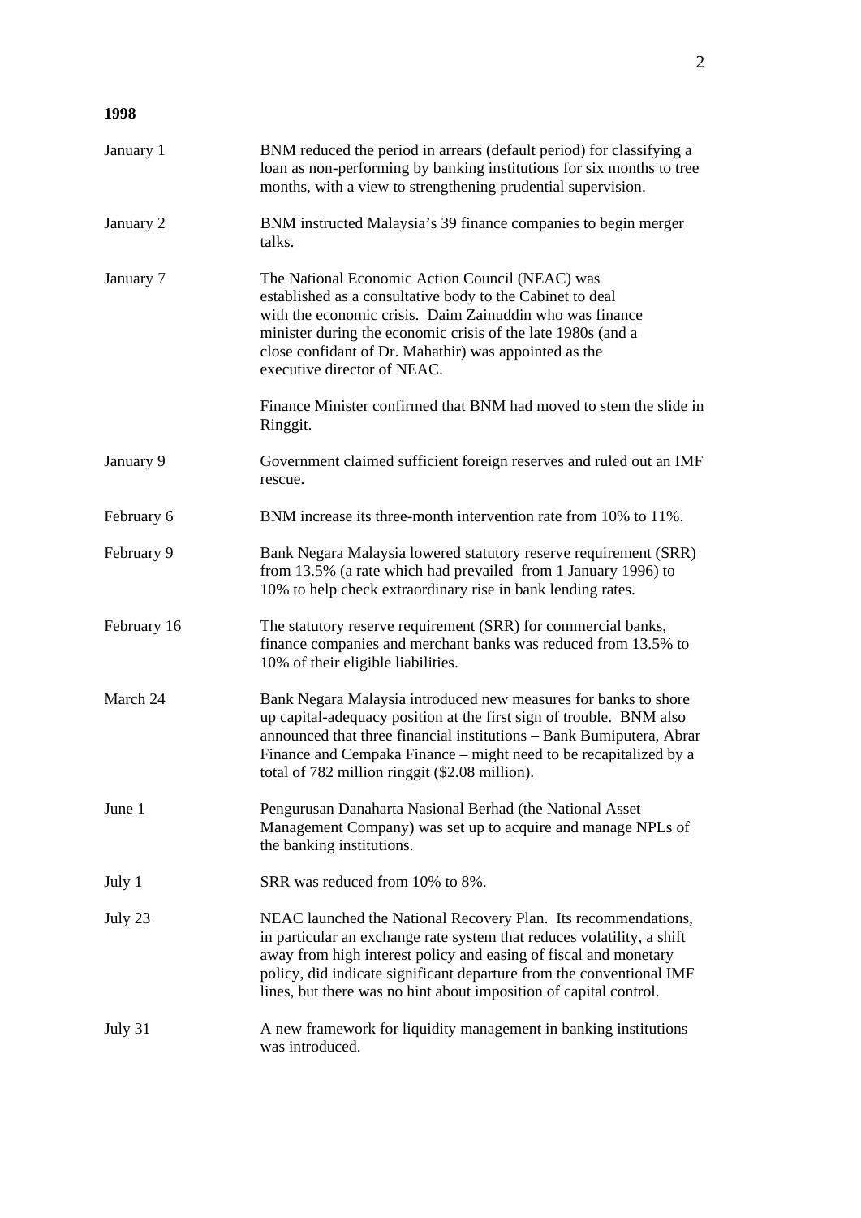**1998**

| | |
|---|---|
| January 1 | BNM reduced the period in arrears (default period) for classifying a loan as non-performing by banking institutions for six months to tree months, with a view to strengthening prudential supervision. |
| January 2 | BNM instructed Malaysia's 39 finance companies to begin merger talks. |
| January 7 | The National Economic Action Council (NEAC) was established as a consultative body to the Cabinet to deal with the economic crisis. Daim Zainuddin who was finance minister during the economic crisis of the late 1980s (and a close confidant of Dr. Mahathir) was appointed as the executive director of NEAC.<br><br>Finance Minister confirmed that BNM had moved to stem the slide in Ringgit. |
| January 9 | Government claimed sufficient foreign reserves and ruled out an IMF rescue. |
| February 6 | BNM increase its three-month intervention rate from 10% to 11%. |
| February 9 | Bank Negara Malaysia lowered statutory reserve requirement (SRR) from 13.5% (a rate which had prevailed from 1 January 1996) to 10% to help check extraordinary rise in bank lending rates. |
| February 16 | The statutory reserve requirement (SRR) for commercial banks, finance companies and merchant banks was reduced from 13.5% to 10% of their eligible liabilities. |
| March 24 | Bank Negara Malaysia introduced new measures for banks to shore up capital-adequacy position at the first sign of trouble. BNM also announced that three financial institutions – Bank Bumiputera, Abrar Finance and Cempaka Finance – might need to be recapitalized by a total of 782 million ringgit ($2.08 million). |
| June 1 | Pengurusan Danaharta Nasional Berhad (the National Asset Management Company) was set up to acquire and manage NPLs of the banking institutions. |
| July 1 | SRR was reduced from 10% to 8%. |
| July 23 | NEAC launched the National Recovery Plan. Its recommendations, in particular an exchange rate system that reduces volatility, a shift away from high interest policy and easing of fiscal and monetary policy, did indicate significant departure from the conventional IMF lines, but there was no hint about imposition of capital control. |
| July 31 | A new framework for liquidity management in banking institutions was introduced. |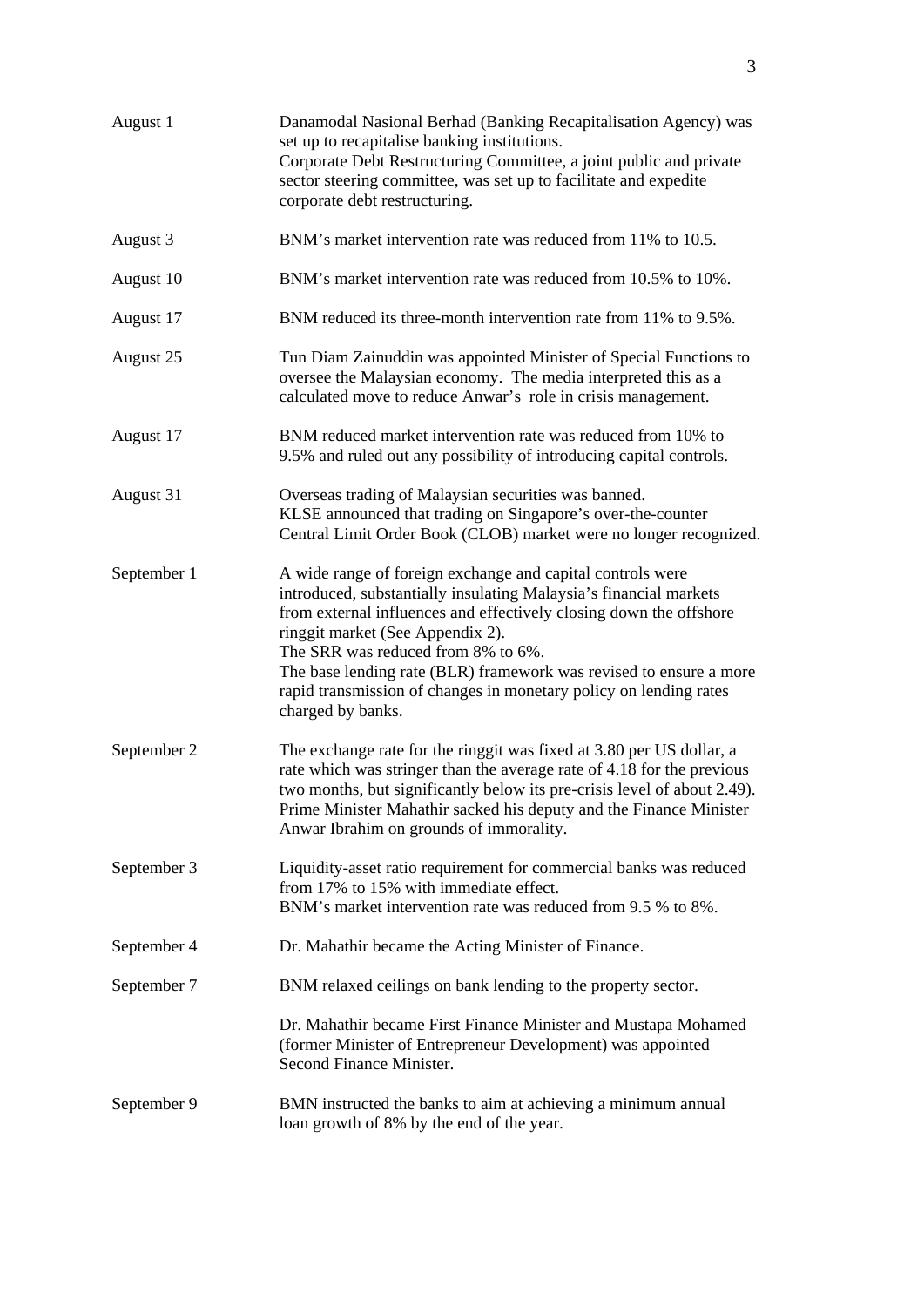| | |
|---|---|
| August 1 | Danamodal Nasional Berhad (Banking Recapitalisation Agency) was set up to recapitalise banking institutions.<br>Corporate Debt Restructuring Committee, a joint public and private sector steering committee, was set up to facilitate and expedite corporate debt restructuring. |
| August 3 | BNM's market intervention rate was reduced from 11% to 10.5. |
| August 10 | BNM's market intervention rate was reduced from 10.5% to 10%. |
| August 17 | BNM reduced its three-month intervention rate from 11% to 9.5%. |
| August 25 | Tun Diam Zainuddin was appointed Minister of Special Functions to oversee the Malaysian economy. The media interpreted this as a calculated move to reduce Anwar's role in crisis management. |
| August 17 | BNM reduced market intervention rate was reduced from 10% to 9.5% and ruled out any possibility of introducing capital controls. |
| August 31 | Overseas trading of Malaysian securities was banned.<br>KLSE announced that trading on Singapore's over-the-counter Central Limit Order Book (CLOB) market were no longer recognized. |
| September 1 | A wide range of foreign exchange and capital controls were introduced, substantially insulating Malaysia's financial markets from external influences and effectively closing down the offshore ringgit market (See Appendix 2).<br>The SRR was reduced from 8% to 6%.<br>The base lending rate (BLR) framework was revised to ensure a more rapid transmission of changes in monetary policy on lending rates charged by banks. |
| September 2 | The exchange rate for the ringgit was fixed at 3.80 per US dollar, a rate which was stringer than the average rate of 4.18 for the previous two months, but significantly below its pre-crisis level of about 2.49).<br>Prime Minister Mahathir sacked his deputy and the Finance Minister Anwar Ibrahim on grounds of immorality. |
| September 3 | Liquidity-asset ratio requirement for commercial banks was reduced from 17% to 15% with immediate effect.<br>BNM's market intervention rate was reduced from 9.5 % to 8%. |
| September 4 | Dr. Mahathir became the Acting Minister of Finance. |
| September 7 | BNM relaxed ceilings on bank lending to the property sector.<br><br>Dr. Mahathir became First Finance Minister and Mustapa Mohamed (former Minister of Entrepreneur Development) was appointed Second Finance Minister. |
| September 9 | BMN instructed the banks to aim at achieving a minimum annual loan growth of 8% by the end of the year. |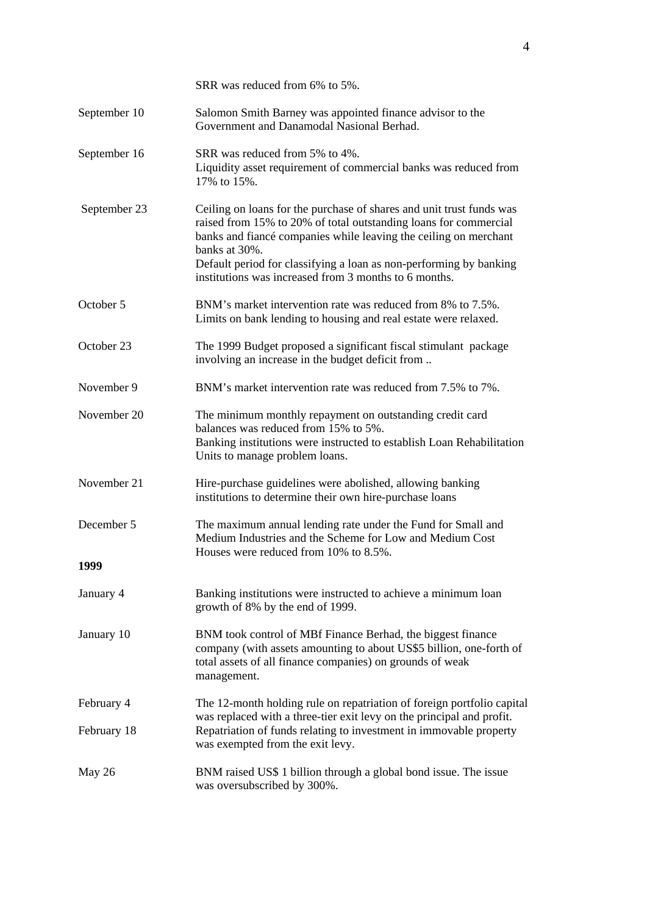| | |
|---|---|
| | SRR was reduced from 6% to 5%. |
| September 10 | Salomon Smith Barney was appointed finance advisor to the Government and Danamodal Nasional Berhad. |
| September 16 | SRR was reduced from 5% to 4%. Liquidity asset requirement of commercial banks was reduced from 17% to 15%. |
| September 23 | Ceiling on loans for the purchase of shares and unit trust funds was raised from 15% to 20% of total outstanding loans for commercial banks and fiancé companies while leaving the ceiling on merchant banks at 30%. Default period for classifying a loan as non-performing by banking institutions was increased from 3 months to 6 months. |
| October 5 | BNM's market intervention rate was reduced from 8% to 7.5%. Limits on bank lending to housing and real estate were relaxed. |
| October 23 | The 1999 Budget proposed a significant fiscal stimulant package involving an increase in the budget deficit from .. |
| November 9 | BNM's market intervention rate was reduced from 7.5% to 7%. |
| November 20 | The minimum monthly repayment on outstanding credit card balances was reduced from 15% to 5%. Banking institutions were instructed to establish Loan Rehabilitation Units to manage problem loans. |
| November 21 | Hire-purchase guidelines were abolished, allowing banking institutions to determine their own hire-purchase loans |
| December 5 | The maximum annual lending rate under the Fund for Small and Medium Industries and the Scheme for Low and Medium Cost Houses were reduced from 10% to 8.5%. |
| **1999** | |
| January 4 | Banking institutions were instructed to achieve a minimum loan growth of 8% by the end of 1999. |
| January 10 | BNM took control of MBf Finance Berhad, the biggest finance company (with assets amounting to about US$5 billion, one-forth of total assets of all finance companies) on grounds of weak management. |
| February 4 | The 12-month holding rule on repatriation of foreign portfolio capital was replaced with a three-tier exit levy on the principal and profit. |
| February 18 | Repatriation of funds relating to investment in immovable property was exempted from the exit levy. |
| May 26 | BNM raised US$ 1 billion through a global bond issue. The issue was oversubscribed by 300%. |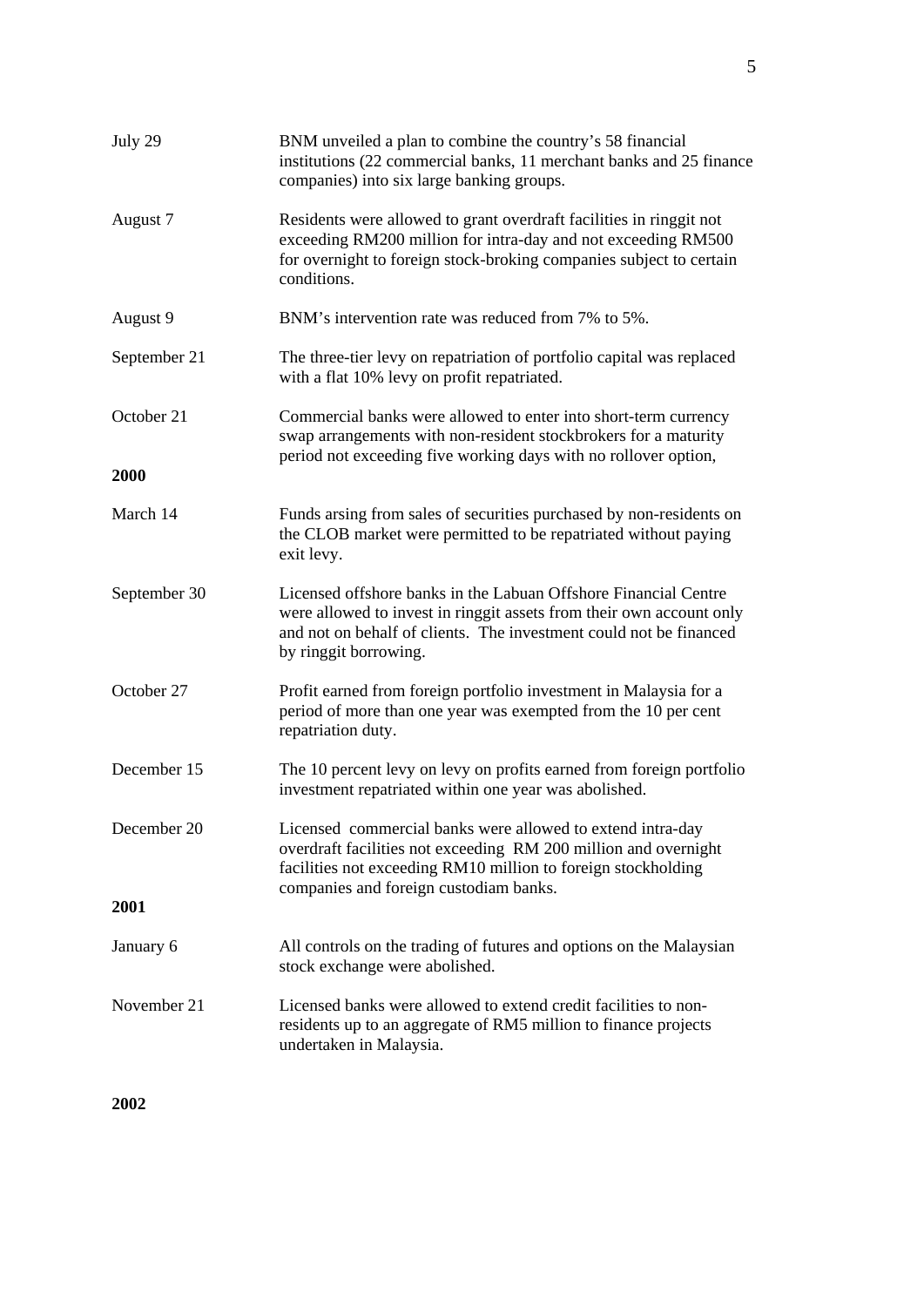| | |
|---|---|
| July 29 | BNM unveiled a plan to combine the country's 58 financial institutions (22 commercial banks, 11 merchant banks and 25 finance companies) into six large banking groups. |
| August 7 | Residents were allowed to grant overdraft facilities in ringgit not exceeding RM200 million for intra-day and not exceeding RM500 for overnight to foreign stock-broking companies subject to certain conditions. |
| August 9 | BNM's intervention rate was reduced from 7% to 5%. |
| September 21 | The three-tier levy on repatriation of portfolio capital was replaced with a flat 10% levy on profit repatriated. |
| October 21 | Commercial banks were allowed to enter into short-term currency swap arrangements with non-resident stockbrokers for a maturity period not exceeding five working days with no rollover option, |

**2000**

| | |
|---|---|
| March 14 | Funds arsing from sales of securities purchased by non-residents on the CLOB market were permitted to be repatriated without paying exit levy. |
| September 30 | Licensed offshore banks in the Labuan Offshore Financial Centre were allowed to invest in ringgit assets from their own account only and not on behalf of clients. The investment could not be financed by ringgit borrowing. |
| October 27 | Profit earned from foreign portfolio investment in Malaysia for a period of more than one year was exempted from the 10 per cent repatriation duty. |
| December 15 | The 10 percent levy on levy on profits earned from foreign portfolio investment repatriated within one year was abolished. |
| December 20 | Licensed commercial banks were allowed to extend intra-day overdraft facilities not exceeding RM 200 million and overnight facilities not exceeding RM10 million to foreign stockholding companies and foreign custodiam banks. |

**2001**

| | |
|---|---|
| January 6 | All controls on the trading of futures and options on the Malaysian stock exchange were abolished. |
| November 21 | Licensed banks were allowed to extend credit facilities to non-residents up to an aggregate of RM5 million to finance projects undertaken in Malaysia. |

**2002**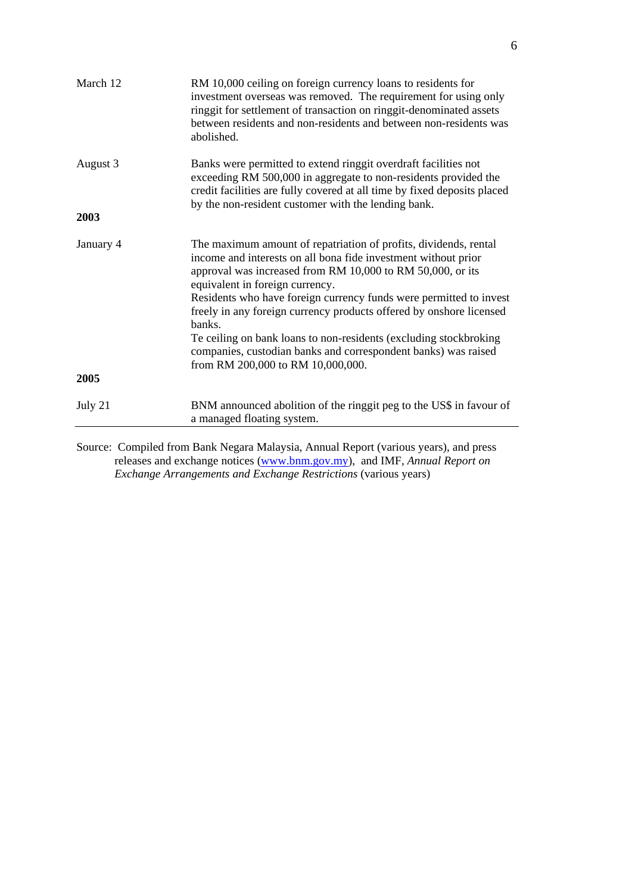| | |
|---|---|
| March 12 | RM 10,000 ceiling on foreign currency loans to residents for investment overseas was removed. The requirement for using only ringgit for settlement of transaction on ringgit-denominated assets between residents and non-residents and between non-residents was abolished. |
| August 3 | Banks were permitted to extend ringgit overdraft facilities not exceeding RM 500,000 in aggregate to non-residents provided the credit facilities are fully covered at all time by fixed deposits placed by the non-resident customer with the lending bank. |
| **2003** | |
| January 4 | The maximum amount of repatriation of profits, dividends, rental income and interests on all bona fide investment without prior approval was increased from RM 10,000 to RM 50,000, or its equivalent in foreign currency. Residents who have foreign currency funds were permitted to invest freely in any foreign currency products offered by onshore licensed banks. Te ceiling on bank loans to non-residents (excluding stockbroking companies, custodian banks and correspondent banks) was raised from RM 200,000 to RM 10,000,000. |
| **2005** | |
| July 21 | BNM announced abolition of the ringgit peg to the US$ in favour of a managed floating system. |

Source: Compiled from Bank Negara Malaysia, Annual Report (various years), and press releases and exchange notices (www.bnm.gov.my), and IMF, *Annual Report on Exchange Arrangements and Exchange Restrictions* (various years)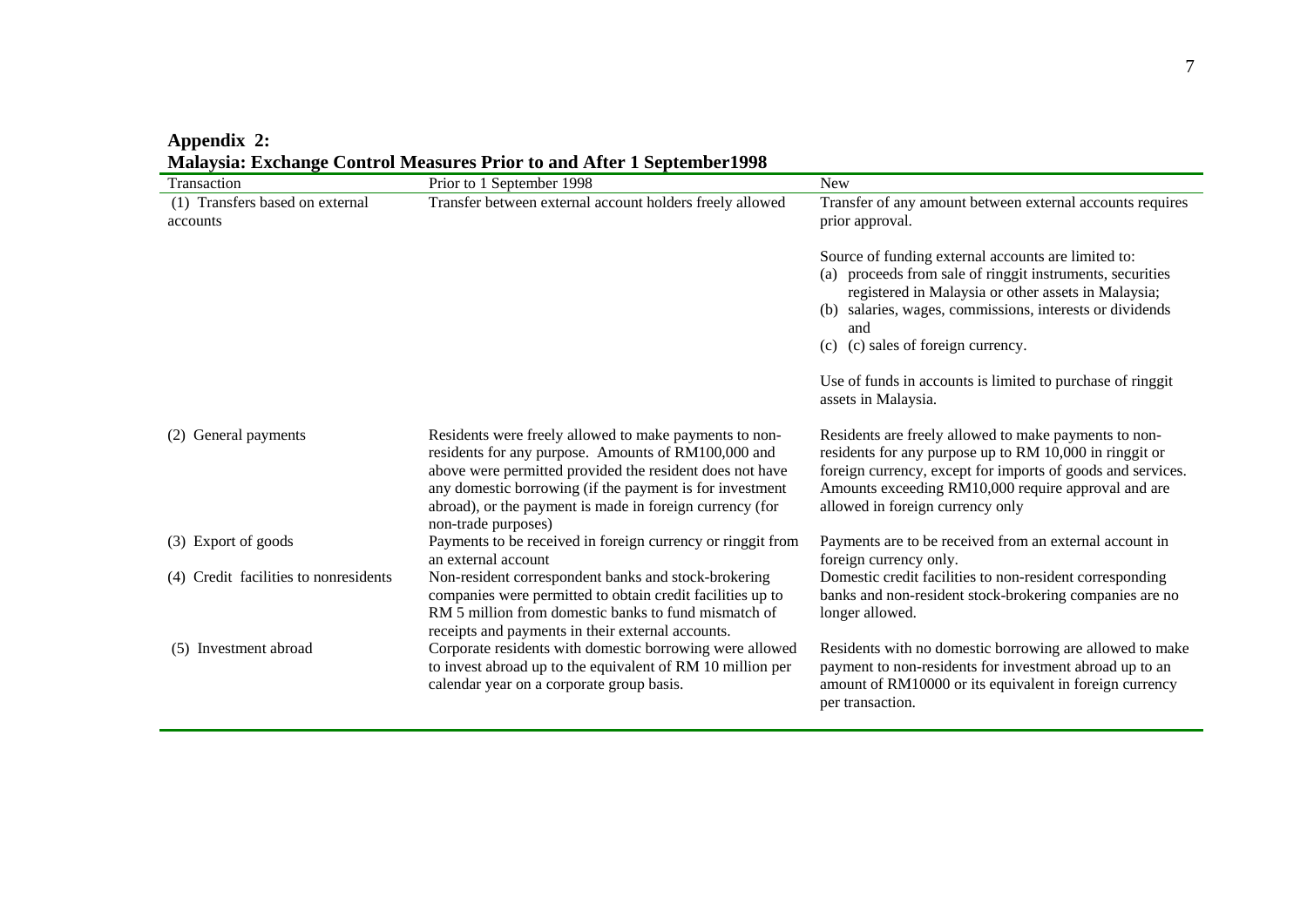**Appendix 2:**
**Malaysia: Exchange Control Measures Prior to and After 1 September1998**

| Transaction | Prior to 1 September 1998 | New |
|---|---|---|
| (1) Transfers based on external accounts | Transfer between external account holders freely allowed | Transfer of any amount between external accounts requires prior approval.<br><br>Source of funding external accounts are limited to:<br>(a) proceeds from sale of ringgit instruments, securities registered in Malaysia or other assets in Malaysia;<br>(b) salaries, wages, commissions, interests or dividends and<br>(c) (c) sales of foreign currency.<br><br>Use of funds in accounts is limited to purchase of ringgit assets in Malaysia. |
| (2) General payments | Residents were freely allowed to make payments to non-residents for any purpose. Amounts of RM100,000 and above were permitted provided the resident does not have any domestic borrowing (if the payment is for investment abroad), or the payment is made in foreign currency (for non-trade purposes) | Residents are freely allowed to make payments to non-residents for any purpose up to RM 10,000 in ringgit or foreign currency, except for imports of goods and services. Amounts exceeding RM10,000 require approval and are allowed in foreign currency only |
| (3) Export of goods | Payments to be received in foreign currency or ringgit from an external account | Payments are to be received from an external account in foreign currency only. |
| (4) Credit facilities to nonresidents | Non-resident correspondent banks and stock-brokering companies were permitted to obtain credit facilities up to RM 5 million from domestic banks to fund mismatch of receipts and payments in their external accounts. | Domestic credit facilities to non-resident corresponding banks and non-resident stock-brokering companies are no longer allowed. |
| (5) Investment abroad | Corporate residents with domestic borrowing were allowed to invest abroad up to the equivalent of RM 10 million per calendar year on a corporate group basis. | Residents with no domestic borrowing are allowed to make payment to non-residents for investment abroad up to an amount of RM10000 or its equivalent in foreign currency per transaction. |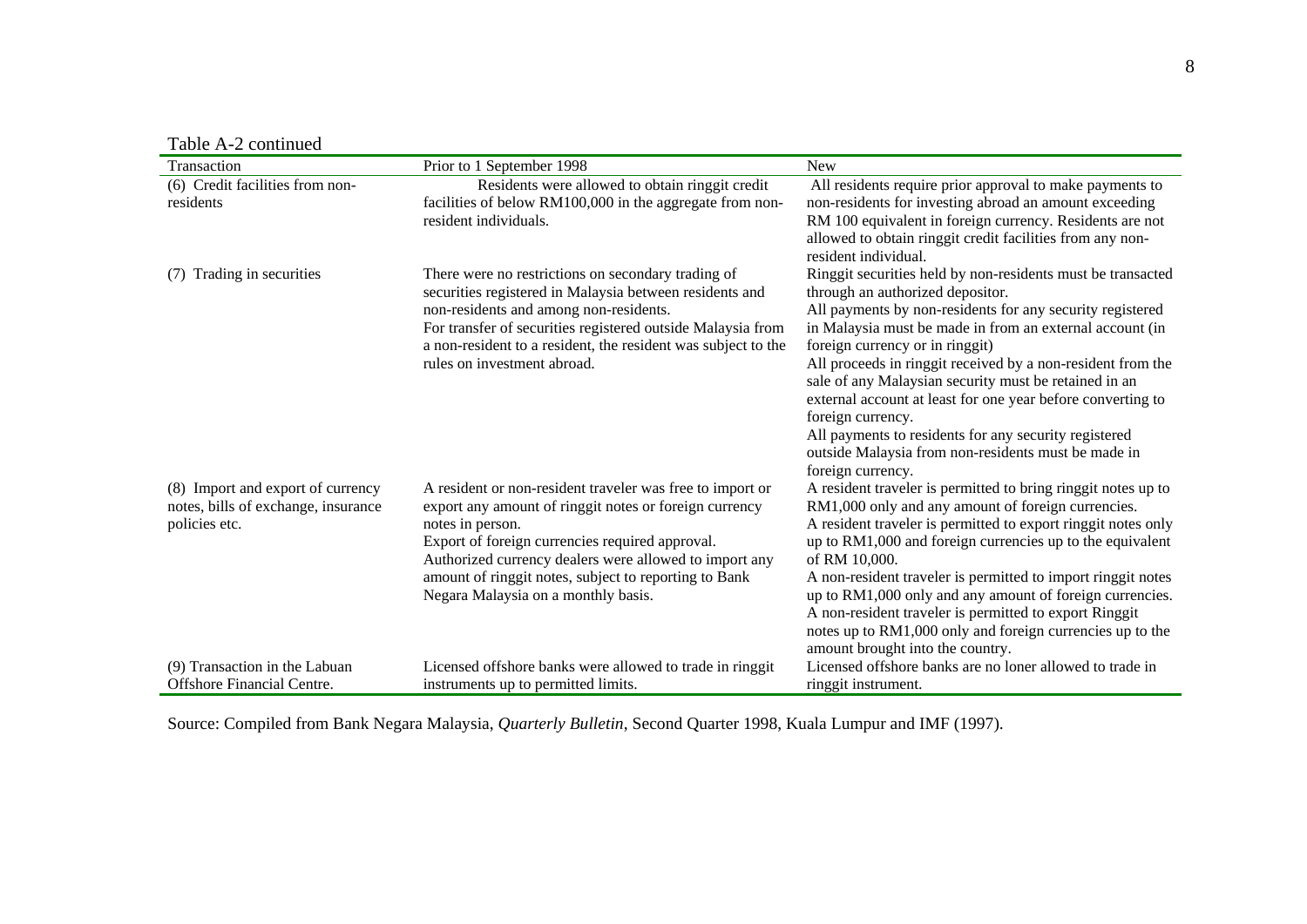Table A-2 continued

| Transaction | Prior to 1 September 1998 | New |
|---|---|---|
| (6) Credit facilities from non-residents | Residents were allowed to obtain ringgit credit facilities of below RM100,000 in the aggregate from non-resident individuals. | All residents require prior approval to make payments to non-residents for investing abroad an amount exceeding RM 100 equivalent in foreign currency. Residents are not allowed to obtain ringgit credit facilities from any non-resident individual. |
| (7) Trading in securities | There were no restrictions on secondary trading of securities registered in Malaysia between residents and non-residents and among non-residents.<br>For transfer of securities registered outside Malaysia from a non-resident to a resident, the resident was subject to the rules on investment abroad. | Ringgit securities held by non-residents must be transacted through an authorized depositor.<br>All payments by non-residents for any security registered in Malaysia must be made in from an external account (in foreign currency or in ringgit)<br>All proceeds in ringgit received by a non-resident from the sale of any Malaysian security must be retained in an external account at least for one year before converting to foreign currency.<br>All payments to residents for any security registered outside Malaysia from non-residents must be made in foreign currency. |
| (8) Import and export of currency notes, bills of exchange, insurance policies etc. | A resident or non-resident traveler was free to import or export any amount of ringgit notes or foreign currency notes in person.<br>Export of foreign currencies required approval.<br>Authorized currency dealers were allowed to import any amount of ringgit notes, subject to reporting to Bank Negara Malaysia on a monthly basis. | A resident traveler is permitted to bring ringgit notes up to RM1,000 only and any amount of foreign currencies.<br>A resident traveler is permitted to export ringgit notes only up to RM1,000 and foreign currencies up to the equivalent of RM 10,000.<br>A non-resident traveler is permitted to import ringgit notes up to RM1,000 only and any amount of foreign currencies.<br>A non-resident traveler is permitted to export Ringgit notes up to RM1,000 only and foreign currencies up to the amount brought into the country. |
| (9) Transaction in the Labuan Offshore Financial Centre. | Licensed offshore banks were allowed to trade in ringgit instruments up to permitted limits. | Licensed offshore banks are no loner allowed to trade in ringgit instrument. |

Source: Compiled from Bank Negara Malaysia, *Quarterly Bulletin*, Second Quarter 1998, Kuala Lumpur and IMF (1997).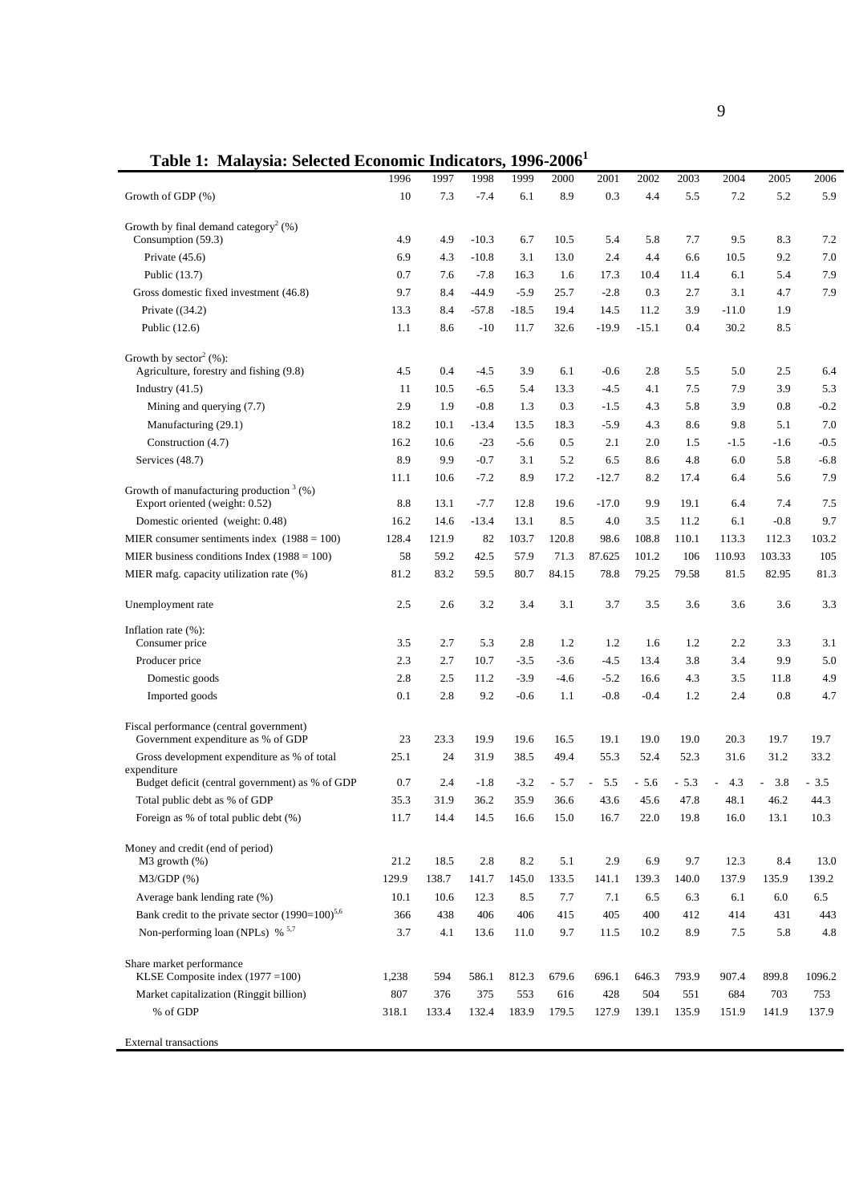**Table 1: Malaysia: Selected Economic Indicators, 1996-2006[1]**

| | 1996 | 1997 | 1998 | 1999 | 2000 | 2001 | 2002 | 2003 | 2004 | 2005 | 2006 |
|---|---|---|---|---|---|---|---|---|---|---|---|
| Growth of GDP (%) | 10 | 7.3 | -7.4 | 6.1 | 8.9 | 0.3 | 4.4 | 5.5 | 7.2 | 5.2 | 5.9 |
| Growth by final demand category[2] (%) | | | | | | | | | | | |
| Consumption (59.3) | 4.9 | 4.9 | -10.3 | 6.7 | 10.5 | 5.4 | 5.8 | 7.7 | 9.5 | 8.3 | 7.2 |
| Private (45.6) | 6.9 | 4.3 | -10.8 | 3.1 | 13.0 | 2.4 | 4.4 | 6.6 | 10.5 | 9.2 | 7.0 |
| Public (13.7) | 0.7 | 7.6 | -7.8 | 16.3 | 1.6 | 17.3 | 10.4 | 11.4 | 6.1 | 5.4 | 7.9 |
| Gross domestic fixed investment (46.8) | 9.7 | 8.4 | -44.9 | -5.9 | 25.7 | -2.8 | 0.3 | 2.7 | 3.1 | 4.7 | 7.9 |
| Private ((34.2) | 13.3 | 8.4 | -57.8 | -18.5 | 19.4 | 14.5 | 11.2 | 3.9 | -11.0 | 1.9 | |
| Public (12.6) | 1.1 | 8.6 | -10 | 11.7 | 32.6 | -19.9 | -15.1 | 0.4 | 30.2 | 8.5 | |
| Growth by sector[2] (%): | | | | | | | | | | | |
| Agriculture, forestry and fishing (9.8) | 4.5 | 0.4 | -4.5 | 3.9 | 6.1 | -0.6 | 2.8 | 5.5 | 5.0 | 2.5 | 6.4 |
| Industry (41.5) | 11 | 10.5 | -6.5 | 5.4 | 13.3 | -4.5 | 4.1 | 7.5 | 7.9 | 3.9 | 5.3 |
| Mining and querying (7.7) | 2.9 | 1.9 | -0.8 | 1.3 | 0.3 | -1.5 | 4.3 | 5.8 | 3.9 | 0.8 | -0.2 |
| Manufacturing (29.1) | 18.2 | 10.1 | -13.4 | 13.5 | 18.3 | -5.9 | 4.3 | 8.6 | 9.8 | 5.1 | 7.0 |
| Construction (4.7) | 16.2 | 10.6 | -23 | -5.6 | 0.5 | 2.1 | 2.0 | 1.5 | -1.5 | -1.6 | -0.5 |
| Services (48.7) | 8.9 | 9.9 | -0.7 | 3.1 | 5.2 | 6.5 | 8.6 | 4.8 | 6.0 | 5.8 | -6.8 |
| Growth of manufacturing production[3] (%) | 11.1 | 10.6 | -7.2 | 8.9 | 17.2 | -12.7 | 8.2 | 17.4 | 6.4 | 5.6 | 7.9 |
| Export oriented (weight: 0.52) | 8.8 | 13.1 | -7.7 | 12.8 | 19.6 | -17.0 | 9.9 | 19.1 | 6.4 | 7.4 | 7.5 |
| Domestic oriented (weight: 0.48) | 16.2 | 14.6 | -13.4 | 13.1 | 8.5 | 4.0 | 3.5 | 11.2 | 6.1 | -0.8 | 9.7 |
| MIER consumer sentiments index (1988 = 100) | 128.4 | 121.9 | 82 | 103.7 | 120.8 | 98.6 | 108.8 | 110.1 | 113.3 | 112.3 | 103.2 |
| MIER business conditions Index (1988 = 100) | 58 | 59.2 | 42.5 | 57.9 | 71.3 | 87.625 | 101.2 | 106 | 110.93 | 103.33 | 105 |
| MIER mafg. capacity utilization rate (%) | 81.2 | 83.2 | 59.5 | 80.7 | 84.15 | 78.8 | 79.25 | 79.58 | 81.5 | 82.95 | 81.3 |
| Unemployment rate | 2.5 | 2.6 | 3.2 | 3.4 | 3.1 | 3.7 | 3.5 | 3.6 | 3.6 | 3.6 | 3.3 |
| Inflation rate (%): | | | | | | | | | | | |
| Consumer price | 3.5 | 2.7 | 5.3 | 2.8 | 1.2 | 1.2 | 1.6 | 1.2 | 2.2 | 3.3 | 3.1 |
| Producer price | 2.3 | 2.7 | 10.7 | -3.5 | -3.6 | -4.5 | 13.4 | 3.8 | 3.4 | 9.9 | 5.0 |
| Domestic goods | 2.8 | 2.5 | 11.2 | -3.9 | -4.6 | -5.2 | 16.6 | 4.3 | 3.5 | 11.8 | 4.9 |
| Imported goods | 0.1 | 2.8 | 9.2 | -0.6 | 1.1 | -0.8 | -0.4 | 1.2 | 2.4 | 0.8 | 4.7 |
| Fiscal performance (central government) | | | | | | | | | | | |
| Government expenditure as % of GDP | 23 | 23.3 | 19.9 | 19.6 | 16.5 | 19.1 | 19.0 | 19.0 | 20.3 | 19.7 | 19.7 |
| Gross development expenditure as % of total expenditure | 25.1 | 24 | 31.9 | 38.5 | 49.4 | 55.3 | 52.4 | 52.3 | 31.6 | 31.2 | 33.2 |
| Budget deficit (central government) as % of GDP | 0.7 | 2.4 | -1.8 | -3.2 | - 5.7 | - 5.5 | - 5.6 | - 5.3 | - 4.3 | - 3.8 | - 3.5 |
| Total public debt as % of GDP | 35.3 | 31.9 | 36.2 | 35.9 | 36.6 | 43.6 | 45.6 | 47.8 | 48.1 | 46.2 | 44.3 |
| Foreign as % of total public debt (%) | 11.7 | 14.4 | 14.5 | 16.6 | 15.0 | 16.7 | 22.0 | 19.8 | 16.0 | 13.1 | 10.3 |
| Money and credit (end of period) | | | | | | | | | | | |
| M3 growth (%) | 21.2 | 18.5 | 2.8 | 8.2 | 5.1 | 2.9 | 6.9 | 9.7 | 12.3 | 8.4 | 13.0 |
| M3/GDP (%) | 129.9 | 138.7 | 141.7 | 145.0 | 133.5 | 141.1 | 139.3 | 140.0 | 137.9 | 135.9 | 139.2 |
| Average bank lending rate (%) | 10.1 | 10.6 | 12.3 | 8.5 | 7.7 | 7.1 | 6.5 | 6.3 | 6.1 | 6.0 | 6.5 |
| Bank credit to the private sector (1990=100)[5,6] | 366 | 438 | 406 | 406 | 415 | 405 | 400 | 412 | 414 | 431 | 443 |
| Non-performing loan (NPLs) %[5,7] | 3.7 | 4.1 | 13.6 | 11.0 | 9.7 | 11.5 | 10.2 | 8.9 | 7.5 | 5.8 | 4.8 |
| Share market performance | | | | | | | | | | | |
| KLSE Composite index (1977 =100) | 1,238 | 594 | 586.1 | 812.3 | 679.6 | 696.1 | 646.3 | 793.9 | 907.4 | 899.8 | 1096.2 |
| Market capitalization (Ringgit billion) | 807 | 376 | 375 | 553 | 616 | 428 | 504 | 551 | 684 | 703 | 753 |
| % of GDP | 318.1 | 133.4 | 132.4 | 183.9 | 179.5 | 127.9 | 139.1 | 135.9 | 151.9 | 141.9 | 137.9 |
| External transactions | | | | | | | | | | | |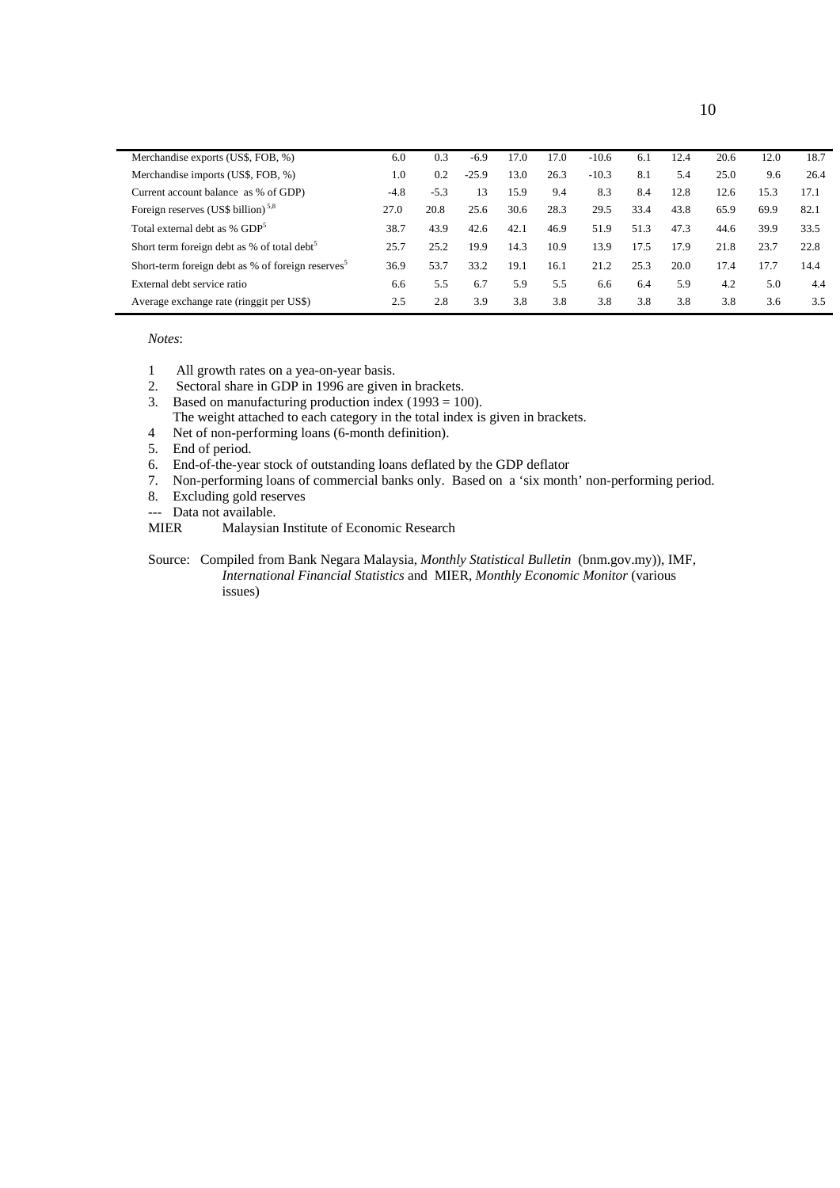| | | | | | | | | | | | |
|---|---|---|---|---|---|---|---|---|---|---|---|
| Merchandise exports (US$, FOB, %) | 6.0 | 0.3 | -6.9 | 17.0 | 17.0 | -10.6 | 6.1 | 12.4 | 20.6 | 12.0 | 18.7 |
| Merchandise imports (US$, FOB, %) | 1.0 | 0.2 | -25.9 | 13.0 | 26.3 | -10.3 | 8.1 | 5.4 | 25.0 | 9.6 | 26.4 |
| Current account balance as % of GDP) | -4.8 | -5.3 | 13 | 15.9 | 9.4 | 8.3 | 8.4 | 12.8 | 12.6 | 15.3 | 17.1 |
| Foreign reserves (US$ billion) [5,8] | 27.0 | 20.8 | 25.6 | 30.6 | 28.3 | 29.5 | 33.4 | 43.8 | 65.9 | 69.9 | 82.1 |
| Total external debt as % GDP[5] | 38.7 | 43.9 | 42.6 | 42.1 | 46.9 | 51.9 | 51.3 | 47.3 | 44.6 | 39.9 | 33.5 |
| Short term foreign debt as % of total debt[5] | 25.7 | 25.2 | 19.9 | 14.3 | 10.9 | 13.9 | 17.5 | 17.9 | 21.8 | 23.7 | 22.8 |
| Short-term foreign debt as % of foreign reserves[5] | 36.9 | 53.7 | 33.2 | 19.1 | 16.1 | 21.2 | 25.3 | 20.0 | 17.4 | 17.7 | 14.4 |
| External debt service ratio | 6.6 | 5.5 | 6.7 | 5.9 | 5.5 | 6.6 | 6.4 | 5.9 | 4.2 | 5.0 | 4.4 |
| Average exchange rate (ringgit per US$) | 2.5 | 2.8 | 3.9 | 3.8 | 3.8 | 3.8 | 3.8 | 3.8 | 3.8 | 3.6 | 3.5 |

*Notes*:

1 All growth rates on a yea-on-year basis.
2. Sectoral share in GDP in 1996 are given in brackets.
3. Based on manufacturing production index (1993 = 100).
   The weight attached to each category in the total index is given in brackets.
4 Net of non-performing loans (6-month definition).
5. End of period.
6. End-of-the-year stock of outstanding loans deflated by the GDP deflator
7. Non-performing loans of commercial banks only. Based on a 'six month' non-performing period.
8. Excluding gold reserves
--- Data not available.
MIER Malaysian Institute of Economic Research

Source: Compiled from Bank Negara Malaysia, *Monthly Statistical Bulletin* (bnm.gov.my)), IMF, *International Financial Statistics* and MIER, *Monthly Economic Monitor* (various issues)